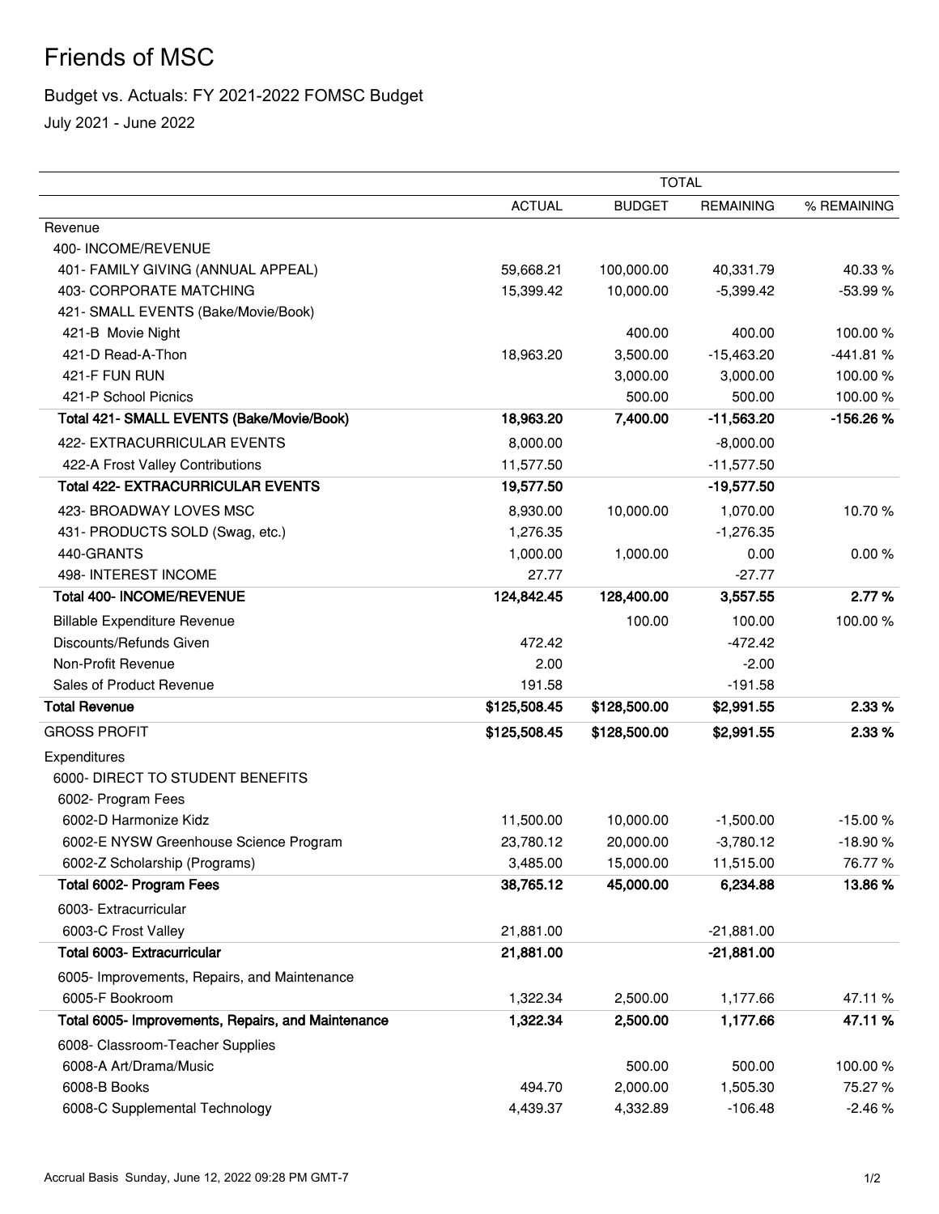# Friends of MSC

## Budget vs. Actuals: FY 2021-2022 FOMSC Budget

July 2021 - June 2022

| | TOTAL | | | |
|---|---|---|---|---|
| | ACTUAL | BUDGET | REMAINING | % REMAINING |
| Revenue | | | | |
| 400- INCOME/REVENUE | | | | |
| 401- FAMILY GIVING (ANNUAL APPEAL) | 59,668.21 | 100,000.00 | 40,331.79 | 40.33 % |
| 403- CORPORATE MATCHING | 15,399.42 | 10,000.00 | -5,399.42 | -53.99 % |
| 421- SMALL EVENTS (Bake/Movie/Book) | | | | |
| 421-B Movie Night | | 400.00 | 400.00 | 100.00 % |
| 421-D Read-A-Thon | 18,963.20 | 3,500.00 | -15,463.20 | -441.81 % |
| 421-F FUN RUN | | 3,000.00 | 3,000.00 | 100.00 % |
| 421-P School Picnics | | 500.00 | 500.00 | 100.00 % |
| **Total 421- SMALL EVENTS (Bake/Movie/Book)** | **18,963.20** | **7,400.00** | **-11,563.20** | **-156.26 %** |
| 422- EXTRACURRICULAR EVENTS | 8,000.00 | | -8,000.00 | |
| 422-A Frost Valley Contributions | 11,577.50 | | -11,577.50 | |
| **Total 422- EXTRACURRICULAR EVENTS** | **19,577.50** | | **-19,577.50** | |
| 423- BROADWAY LOVES MSC | 8,930.00 | 10,000.00 | 1,070.00 | 10.70 % |
| 431- PRODUCTS SOLD (Swag, etc.) | 1,276.35 | | -1,276.35 | |
| 440-GRANTS | 1,000.00 | 1,000.00 | 0.00 | 0.00 % |
| 498- INTEREST INCOME | 27.77 | | -27.77 | |
| **Total 400- INCOME/REVENUE** | **124,842.45** | **128,400.00** | **3,557.55** | **2.77 %** |
| Billable Expenditure Revenue | | 100.00 | 100.00 | 100.00 % |
| Discounts/Refunds Given | 472.42 | | -472.42 | |
| Non-Profit Revenue | 2.00 | | -2.00 | |
| Sales of Product Revenue | 191.58 | | -191.58 | |
| **Total Revenue** | **$125,508.45** | **$128,500.00** | **$2,991.55** | **2.33 %** |
| GROSS PROFIT | **$125,508.45** | **$128,500.00** | **$2,991.55** | **2.33 %** |
| Expenditures | | | | |
| 6000- DIRECT TO STUDENT BENEFITS | | | | |
| 6002- Program Fees | | | | |
| 6002-D Harmonize Kidz | 11,500.00 | 10,000.00 | -1,500.00 | -15.00 % |
| 6002-E NYSW Greenhouse Science Program | 23,780.12 | 20,000.00 | -3,780.12 | -18.90 % |
| 6002-Z Scholarship (Programs) | 3,485.00 | 15,000.00 | 11,515.00 | 76.77 % |
| **Total 6002- Program Fees** | **38,765.12** | **45,000.00** | **6,234.88** | **13.86 %** |
| 6003- Extracurricular | | | | |
| 6003-C Frost Valley | 21,881.00 | | -21,881.00 | |
| **Total 6003- Extracurricular** | **21,881.00** | | **-21,881.00** | |
| 6005- Improvements, Repairs, and Maintenance | | | | |
| 6005-F Bookroom | 1,322.34 | 2,500.00 | 1,177.66 | 47.11 % |
| **Total 6005- Improvements, Repairs, and Maintenance** | **1,322.34** | **2,500.00** | **1,177.66** | **47.11 %** |
| 6008- Classroom-Teacher Supplies | | | | |
| 6008-A Art/Drama/Music | | 500.00 | 500.00 | 100.00 % |
| 6008-B Books | 494.70 | 2,000.00 | 1,505.30 | 75.27 % |
| 6008-C Supplemental Technology | 4,439.37 | 4,332.89 | -106.48 | -2.46 % |

Accrual Basis Sunday, June 12, 2022 09:28 PM GMT-7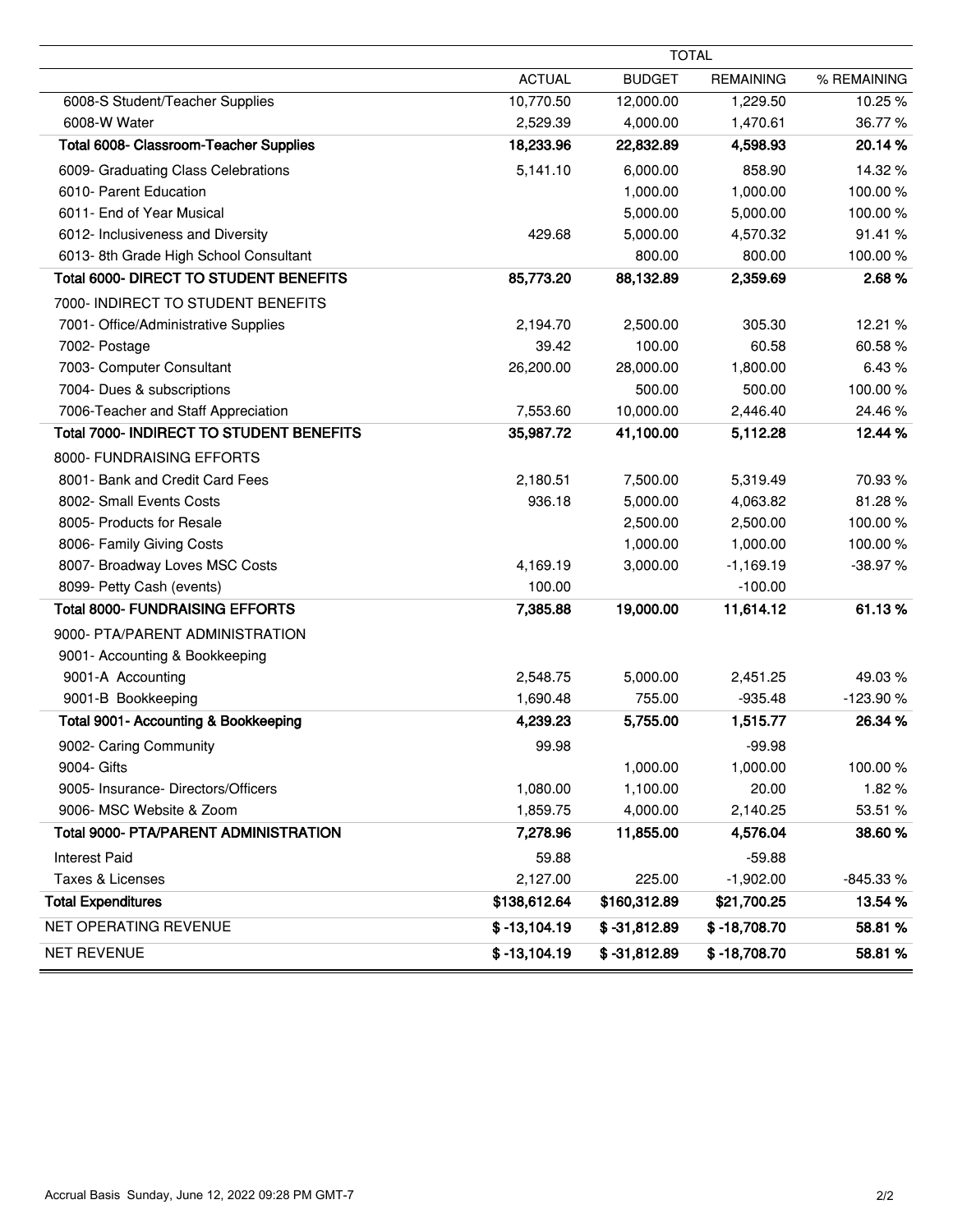| | TOTAL | | | |
|---|---|---|---|---|
| | ACTUAL | BUDGET | REMAINING | % REMAINING |
| 6008-S Student/Teacher Supplies | 10,770.50 | 12,000.00 | 1,229.50 | 10.25 % |
| 6008-W Water | 2,529.39 | 4,000.00 | 1,470.61 | 36.77 % |
| **Total 6008- Classroom-Teacher Supplies** | **18,233.96** | **22,832.89** | **4,598.93** | **20.14 %** |
| 6009- Graduating Class Celebrations | 5,141.10 | 6,000.00 | 858.90 | 14.32 % |
| 6010- Parent Education | | 1,000.00 | 1,000.00 | 100.00 % |
| 6011- End of Year Musical | | 5,000.00 | 5,000.00 | 100.00 % |
| 6012- Inclusiveness and Diversity | 429.68 | 5,000.00 | 4,570.32 | 91.41 % |
| 6013- 8th Grade High School Consultant | | 800.00 | 800.00 | 100.00 % |
| **Total 6000- DIRECT TO STUDENT BENEFITS** | **85,773.20** | **88,132.89** | **2,359.69** | **2.68 %** |
| 7000- INDIRECT TO STUDENT BENEFITS | | | | |
| 7001- Office/Administrative Supplies | 2,194.70 | 2,500.00 | 305.30 | 12.21 % |
| 7002- Postage | 39.42 | 100.00 | 60.58 | 60.58 % |
| 7003- Computer Consultant | 26,200.00 | 28,000.00 | 1,800.00 | 6.43 % |
| 7004- Dues & subscriptions | | 500.00 | 500.00 | 100.00 % |
| 7006-Teacher and Staff Appreciation | 7,553.60 | 10,000.00 | 2,446.40 | 24.46 % |
| **Total 7000- INDIRECT TO STUDENT BENEFITS** | **35,987.72** | **41,100.00** | **5,112.28** | **12.44 %** |
| 8000- FUNDRAISING EFFORTS | | | | |
| 8001- Bank and Credit Card Fees | 2,180.51 | 7,500.00 | 5,319.49 | 70.93 % |
| 8002- Small Events Costs | 936.18 | 5,000.00 | 4,063.82 | 81.28 % |
| 8005- Products for Resale | | 2,500.00 | 2,500.00 | 100.00 % |
| 8006- Family Giving Costs | | 1,000.00 | 1,000.00 | 100.00 % |
| 8007- Broadway Loves MSC Costs | 4,169.19 | 3,000.00 | -1,169.19 | -38.97 % |
| 8099- Petty Cash (events) | 100.00 | | -100.00 | |
| **Total 8000- FUNDRAISING EFFORTS** | **7,385.88** | **19,000.00** | **11,614.12** | **61.13 %** |
| 9000- PTA/PARENT ADMINISTRATION | | | | |
| 9001- Accounting & Bookkeeping | | | | |
| 9001-A Accounting | 2,548.75 | 5,000.00 | 2,451.25 | 49.03 % |
| 9001-B Bookkeeping | 1,690.48 | 755.00 | -935.48 | -123.90 % |
| **Total 9001- Accounting & Bookkeeping** | **4,239.23** | **5,755.00** | **1,515.77** | **26.34 %** |
| 9002- Caring Community | 99.98 | | -99.98 | |
| 9004- Gifts | | 1,000.00 | 1,000.00 | 100.00 % |
| 9005- Insurance- Directors/Officers | 1,080.00 | 1,100.00 | 20.00 | 1.82 % |
| 9006- MSC Website & Zoom | 1,859.75 | 4,000.00 | 2,140.25 | 53.51 % |
| **Total 9000- PTA/PARENT ADMINISTRATION** | **7,278.96** | **11,855.00** | **4,576.04** | **38.60 %** |
| Interest Paid | 59.88 | | -59.88 | |
| Taxes & Licenses | 2,127.00 | 225.00 | -1,902.00 | -845.33 % |
| **Total Expenditures** | **$138,612.64** | **$160,312.89** | **$21,700.25** | **13.54 %** |
| NET OPERATING REVENUE | **$ -13,104.19** | **$ -31,812.89** | **$ -18,708.70** | **58.81 %** |
| NET REVENUE | **$ -13,104.19** | **$ -31,812.89** | **$ -18,708.70** | **58.81 %** |

Accrual Basis Sunday, June 12, 2022 09:28 PM GMT-7